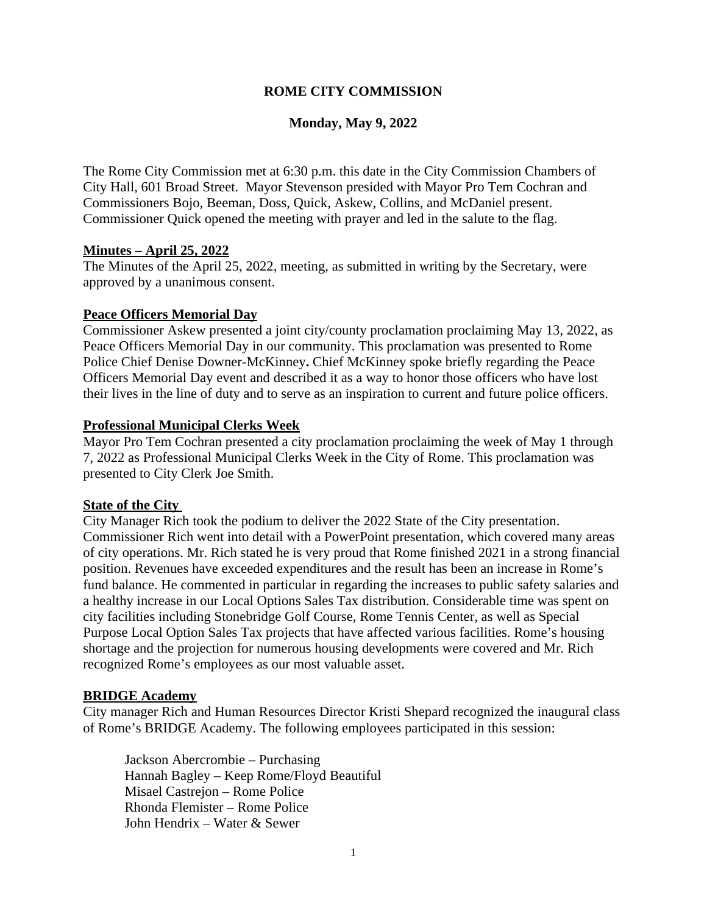# ROME CITY COMMISSION

## Monday, May 9, 2022

The Rome City Commission met at 6:30 p.m. this date in the City Commission Chambers of City Hall, 601 Broad Street. Mayor Stevenson presided with Mayor Pro Tem Cochran and Commissioners Bojo, Beeman, Doss, Quick, Askew, Collins, and McDaniel present. Commissioner Quick opened the meeting with prayer and led in the salute to the flag.

**Minutes – April 25, 2022**

The Minutes of the April 25, 2022, meeting, as submitted in writing by the Secretary, were approved by a unanimous consent.

**Peace Officers Memorial Day**

Commissioner Askew presented a joint city/county proclamation proclaiming May 13, 2022, as Peace Officers Memorial Day in our community. This proclamation was presented to Rome Police Chief Denise Downer-McKinney**.** Chief McKinney spoke briefly regarding the Peace Officers Memorial Day event and described it as a way to honor those officers who have lost their lives in the line of duty and to serve as an inspiration to current and future police officers.

**Professional Municipal Clerks Week**

Mayor Pro Tem Cochran presented a city proclamation proclaiming the week of May 1 through 7, 2022 as Professional Municipal Clerks Week in the City of Rome. This proclamation was presented to City Clerk Joe Smith.

**State of the City**

City Manager Rich took the podium to deliver the 2022 State of the City presentation. Commissioner Rich went into detail with a PowerPoint presentation, which covered many areas of city operations. Mr. Rich stated he is very proud that Rome finished 2021 in a strong financial position. Revenues have exceeded expenditures and the result has been an increase in Rome's fund balance. He commented in particular in regarding the increases to public safety salaries and a healthy increase in our Local Options Sales Tax distribution. Considerable time was spent on city facilities including Stonebridge Golf Course, Rome Tennis Center, as well as Special Purpose Local Option Sales Tax projects that have affected various facilities. Rome's housing shortage and the projection for numerous housing developments were covered and Mr. Rich recognized Rome's employees as our most valuable asset.

**BRIDGE Academy**

City manager Rich and Human Resources Director Kristi Shepard recognized the inaugural class of Rome's BRIDGE Academy. The following employees participated in this session:

Jackson Abercrombie – Purchasing
Hannah Bagley – Keep Rome/Floyd Beautiful
Misael Castrejon – Rome Police
Rhonda Flemister – Rome Police
John Hendrix – Water & Sewer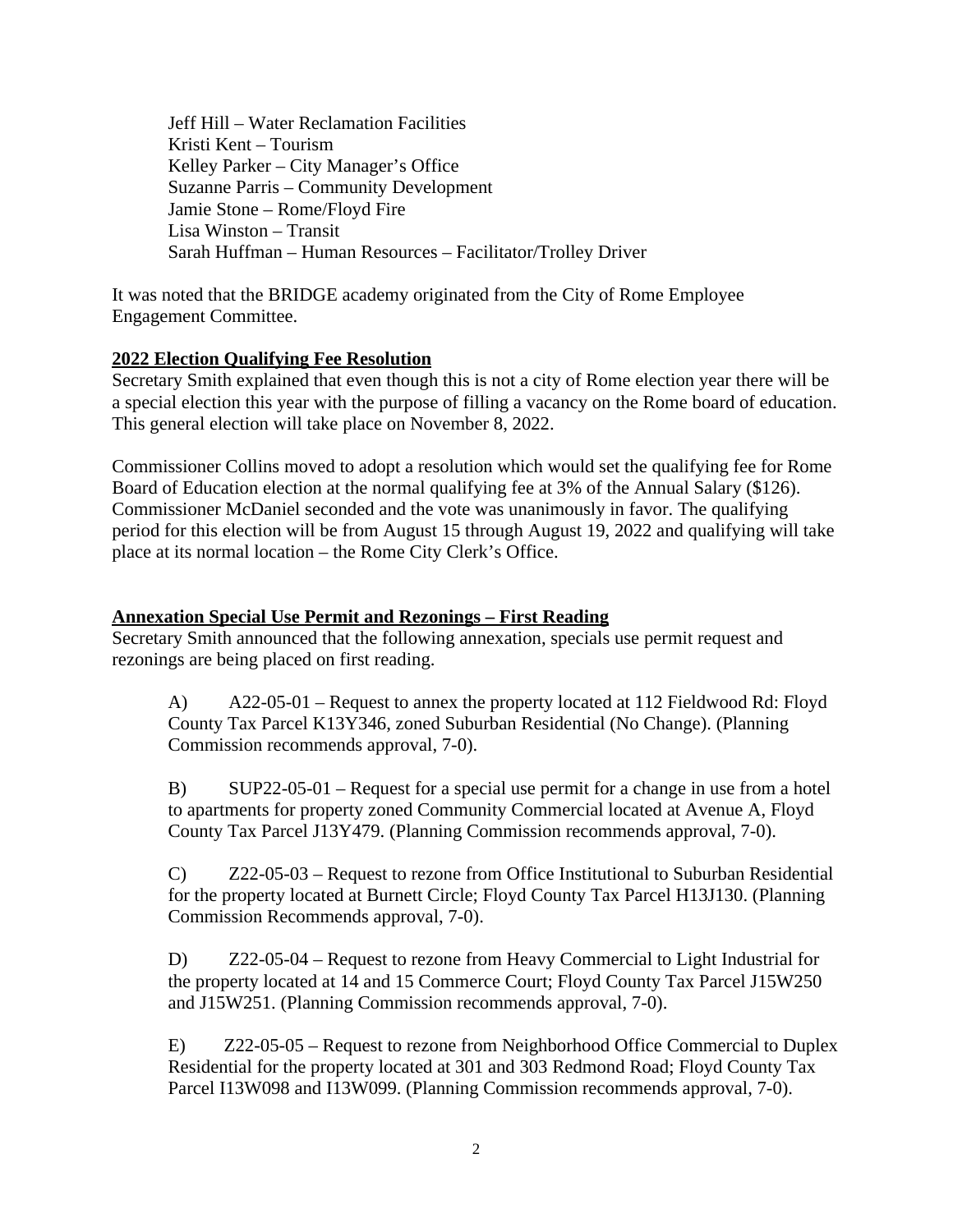Jeff Hill – Water Reclamation Facilities
Kristi Kent – Tourism
Kelley Parker – City Manager's Office
Suzanne Parris – Community Development
Jamie Stone – Rome/Floyd Fire
Lisa Winston – Transit
Sarah Huffman – Human Resources – Facilitator/Trolley Driver

It was noted that the BRIDGE academy originated from the City of Rome Employee Engagement Committee.

**2022 Election Qualifying Fee Resolution**

Secretary Smith explained that even though this is not a city of Rome election year there will be a special election this year with the purpose of filling a vacancy on the Rome board of education. This general election will take place on November 8, 2022.

Commissioner Collins moved to adopt a resolution which would set the qualifying fee for Rome Board of Education election at the normal qualifying fee at 3% of the Annual Salary ($126). Commissioner McDaniel seconded and the vote was unanimously in favor. The qualifying period for this election will be from August 15 through August 19, 2022 and qualifying will take place at its normal location – the Rome City Clerk's Office.

**Annexation Special Use Permit and Rezonings – First Reading**

Secretary Smith announced that the following annexation, specials use permit request and rezonings are being placed on first reading.

A) A22-05-01 – Request to annex the property located at 112 Fieldwood Rd: Floyd County Tax Parcel K13Y346, zoned Suburban Residential (No Change). (Planning Commission recommends approval, 7-0).

B) SUP22-05-01 – Request for a special use permit for a change in use from a hotel to apartments for property zoned Community Commercial located at Avenue A, Floyd County Tax Parcel J13Y479. (Planning Commission recommends approval, 7-0).

C) Z22-05-03 – Request to rezone from Office Institutional to Suburban Residential for the property located at Burnett Circle; Floyd County Tax Parcel H13J130. (Planning Commission Recommends approval, 7-0).

D) Z22-05-04 – Request to rezone from Heavy Commercial to Light Industrial for the property located at 14 and 15 Commerce Court; Floyd County Tax Parcel J15W250 and J15W251. (Planning Commission recommends approval, 7-0).

E) Z22-05-05 – Request to rezone from Neighborhood Office Commercial to Duplex Residential for the property located at 301 and 303 Redmond Road; Floyd County Tax Parcel I13W098 and I13W099. (Planning Commission recommends approval, 7-0).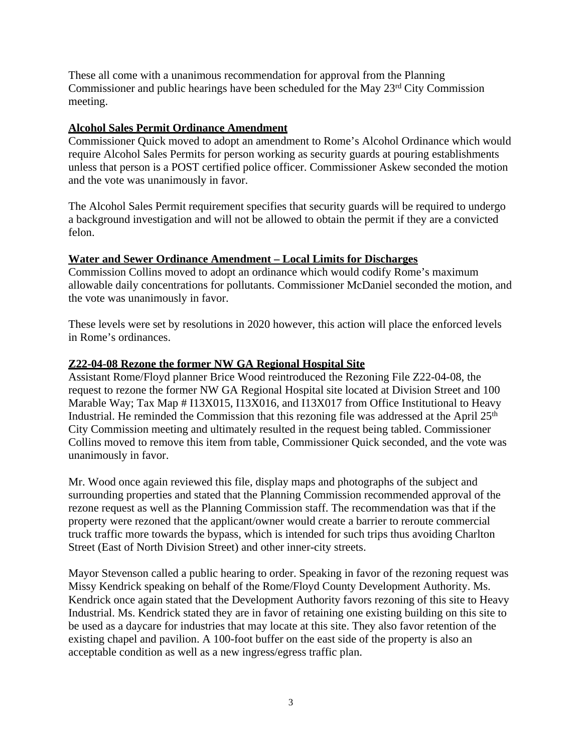These all come with a unanimous recommendation for approval from the Planning Commissioner and public hearings have been scheduled for the May 23rd City Commission meeting.

**Alcohol Sales Permit Ordinance Amendment**

Commissioner Quick moved to adopt an amendment to Rome's Alcohol Ordinance which would require Alcohol Sales Permits for person working as security guards at pouring establishments unless that person is a POST certified police officer. Commissioner Askew seconded the motion and the vote was unanimously in favor.

The Alcohol Sales Permit requirement specifies that security guards will be required to undergo a background investigation and will not be allowed to obtain the permit if they are a convicted felon.

**Water and Sewer Ordinance Amendment – Local Limits for Discharges**

Commission Collins moved to adopt an ordinance which would codify Rome's maximum allowable daily concentrations for pollutants. Commissioner McDaniel seconded the motion, and the vote was unanimously in favor.

These levels were set by resolutions in 2020 however, this action will place the enforced levels in Rome's ordinances.

**Z22-04-08 Rezone the former NW GA Regional Hospital Site**

Assistant Rome/Floyd planner Brice Wood reintroduced the Rezoning File Z22-04-08, the request to rezone the former NW GA Regional Hospital site located at Division Street and 100 Marable Way; Tax Map # I13X015, I13X016, and I13X017 from Office Institutional to Heavy Industrial. He reminded the Commission that this rezoning file was addressed at the April 25th City Commission meeting and ultimately resulted in the request being tabled. Commissioner Collins moved to remove this item from table, Commissioner Quick seconded, and the vote was unanimously in favor.

Mr. Wood once again reviewed this file, display maps and photographs of the subject and surrounding properties and stated that the Planning Commission recommended approval of the rezone request as well as the Planning Commission staff. The recommendation was that if the property were rezoned that the applicant/owner would create a barrier to reroute commercial truck traffic more towards the bypass, which is intended for such trips thus avoiding Charlton Street (East of North Division Street) and other inner-city streets.

Mayor Stevenson called a public hearing to order. Speaking in favor of the rezoning request was Missy Kendrick speaking on behalf of the Rome/Floyd County Development Authority. Ms. Kendrick once again stated that the Development Authority favors rezoning of this site to Heavy Industrial. Ms. Kendrick stated they are in favor of retaining one existing building on this site to be used as a daycare for industries that may locate at this site. They also favor retention of the existing chapel and pavilion. A 100-foot buffer on the east side of the property is also an acceptable condition as well as a new ingress/egress traffic plan.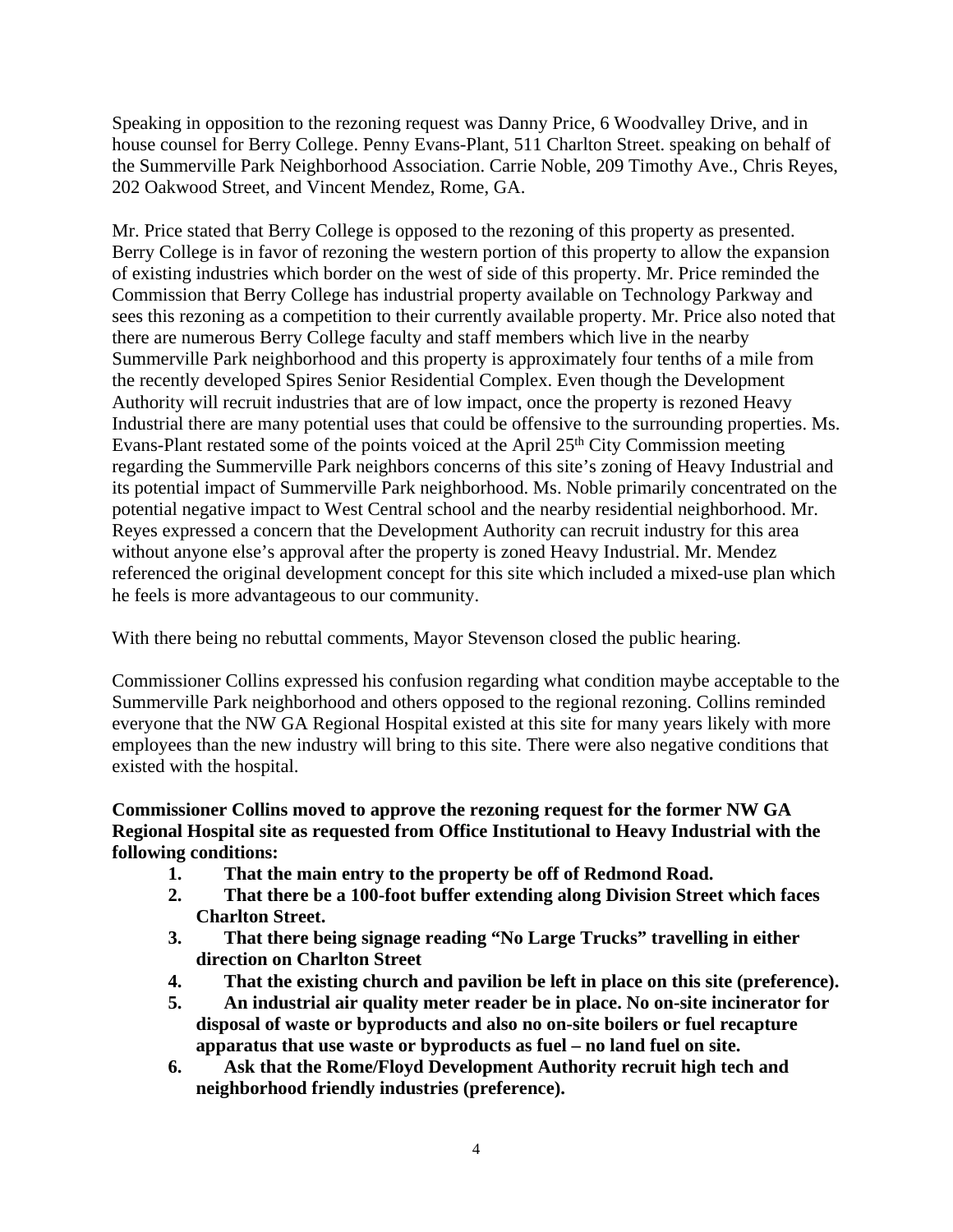Speaking in opposition to the rezoning request was Danny Price, 6 Woodvalley Drive, and in house counsel for Berry College. Penny Evans-Plant, 511 Charlton Street. speaking on behalf of the Summerville Park Neighborhood Association. Carrie Noble, 209 Timothy Ave., Chris Reyes, 202 Oakwood Street, and Vincent Mendez, Rome, GA.

Mr. Price stated that Berry College is opposed to the rezoning of this property as presented. Berry College is in favor of rezoning the western portion of this property to allow the expansion of existing industries which border on the west of side of this property. Mr. Price reminded the Commission that Berry College has industrial property available on Technology Parkway and sees this rezoning as a competition to their currently available property. Mr. Price also noted that there are numerous Berry College faculty and staff members which live in the nearby Summerville Park neighborhood and this property is approximately four tenths of a mile from the recently developed Spires Senior Residential Complex. Even though the Development Authority will recruit industries that are of low impact, once the property is rezoned Heavy Industrial there are many potential uses that could be offensive to the surrounding properties. Ms. Evans-Plant restated some of the points voiced at the April 25th City Commission meeting regarding the Summerville Park neighbors concerns of this site's zoning of Heavy Industrial and its potential impact of Summerville Park neighborhood. Ms. Noble primarily concentrated on the potential negative impact to West Central school and the nearby residential neighborhood. Mr. Reyes expressed a concern that the Development Authority can recruit industry for this area without anyone else's approval after the property is zoned Heavy Industrial. Mr. Mendez referenced the original development concept for this site which included a mixed-use plan which he feels is more advantageous to our community.

With there being no rebuttal comments, Mayor Stevenson closed the public hearing.

Commissioner Collins expressed his confusion regarding what condition maybe acceptable to the Summerville Park neighborhood and others opposed to the regional rezoning. Collins reminded everyone that the NW GA Regional Hospital existed at this site for many years likely with more employees than the new industry will bring to this site. There were also negative conditions that existed with the hospital.

**Commissioner Collins moved to approve the rezoning request for the former NW GA Regional Hospital site as requested from Office Institutional to Heavy Industrial with the following conditions:**

1. **That the main entry to the property be off of Redmond Road.**
2. **That there be a 100-foot buffer extending along Division Street which faces Charlton Street.**
3. **That there being signage reading "No Large Trucks" travelling in either direction on Charlton Street**
4. **That the existing church and pavilion be left in place on this site (preference).**
5. **An industrial air quality meter reader be in place. No on-site incinerator for disposal of waste or byproducts and also no on-site boilers or fuel recapture apparatus that use waste or byproducts as fuel – no land fuel on site.**
6. **Ask that the Rome/Floyd Development Authority recruit high tech and neighborhood friendly industries (preference).**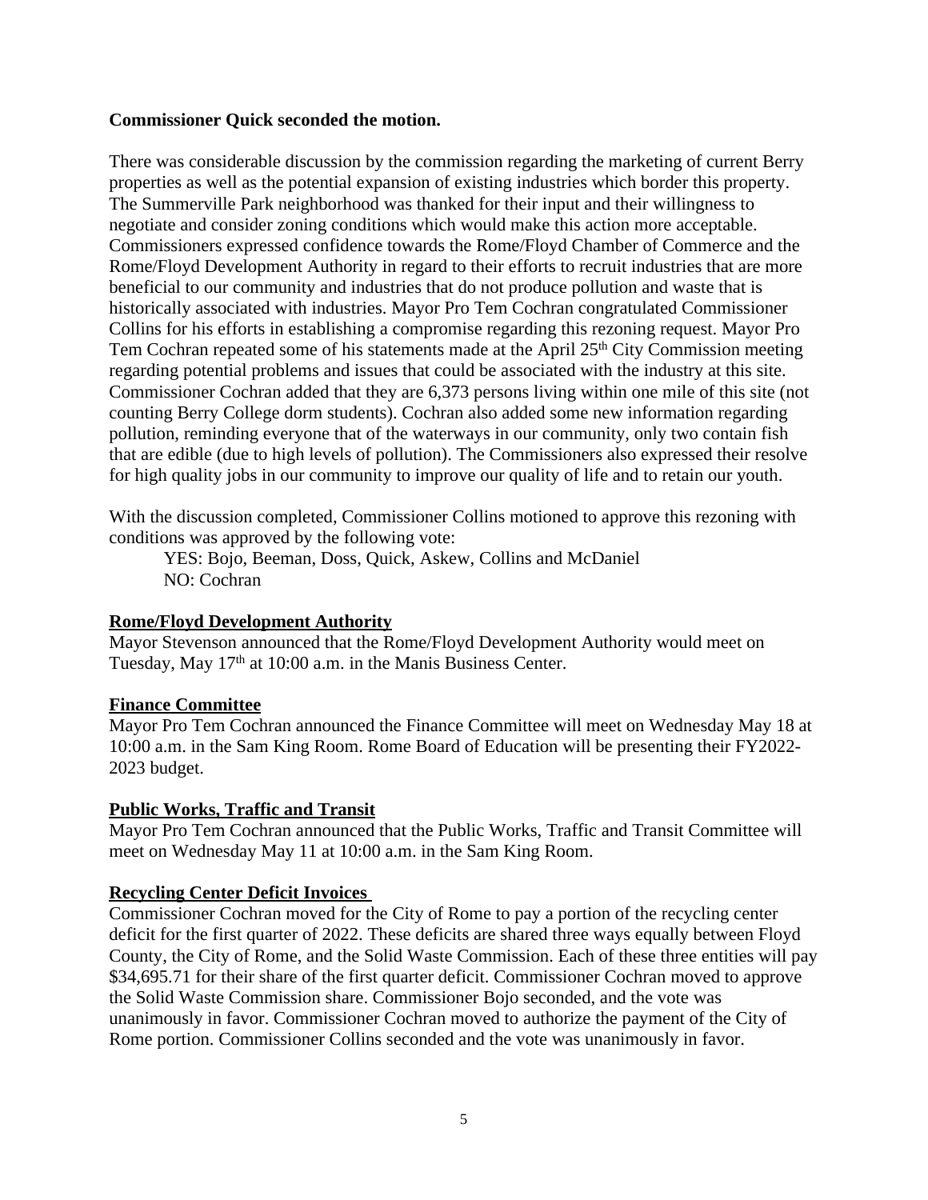**Commissioner Quick seconded the motion.**

There was considerable discussion by the commission regarding the marketing of current Berry properties as well as the potential expansion of existing industries which border this property. The Summerville Park neighborhood was thanked for their input and their willingness to negotiate and consider zoning conditions which would make this action more acceptable. Commissioners expressed confidence towards the Rome/Floyd Chamber of Commerce and the Rome/Floyd Development Authority in regard to their efforts to recruit industries that are more beneficial to our community and industries that do not produce pollution and waste that is historically associated with industries. Mayor Pro Tem Cochran congratulated Commissioner Collins for his efforts in establishing a compromise regarding this rezoning request. Mayor Pro Tem Cochran repeated some of his statements made at the April 25th City Commission meeting regarding potential problems and issues that could be associated with the industry at this site. Commissioner Cochran added that they are 6,373 persons living within one mile of this site (not counting Berry College dorm students). Cochran also added some new information regarding pollution, reminding everyone that of the waterways in our community, only two contain fish that are edible (due to high levels of pollution). The Commissioners also expressed their resolve for high quality jobs in our community to improve our quality of life and to retain our youth.

With the discussion completed, Commissioner Collins motioned to approve this rezoning with conditions was approved by the following vote:

YES: Bojo, Beeman, Doss, Quick, Askew, Collins and McDaniel
NO: Cochran

## Rome/Floyd Development Authority

Mayor Stevenson announced that the Rome/Floyd Development Authority would meet on Tuesday, May 17th at 10:00 a.m. in the Manis Business Center.

## Finance Committee

Mayor Pro Tem Cochran announced the Finance Committee will meet on Wednesday May 18 at 10:00 a.m. in the Sam King Room. Rome Board of Education will be presenting their FY2022-2023 budget.

## Public Works, Traffic and Transit

Mayor Pro Tem Cochran announced that the Public Works, Traffic and Transit Committee will meet on Wednesday May 11 at 10:00 a.m. in the Sam King Room.

## Recycling Center Deficit Invoices

Commissioner Cochran moved for the City of Rome to pay a portion of the recycling center deficit for the first quarter of 2022. These deficits are shared three ways equally between Floyd County, the City of Rome, and the Solid Waste Commission. Each of these three entities will pay $34,695.71 for their share of the first quarter deficit. Commissioner Cochran moved to approve the Solid Waste Commission share. Commissioner Bojo seconded, and the vote was unanimously in favor. Commissioner Cochran moved to authorize the payment of the City of Rome portion. Commissioner Collins seconded and the vote was unanimously in favor.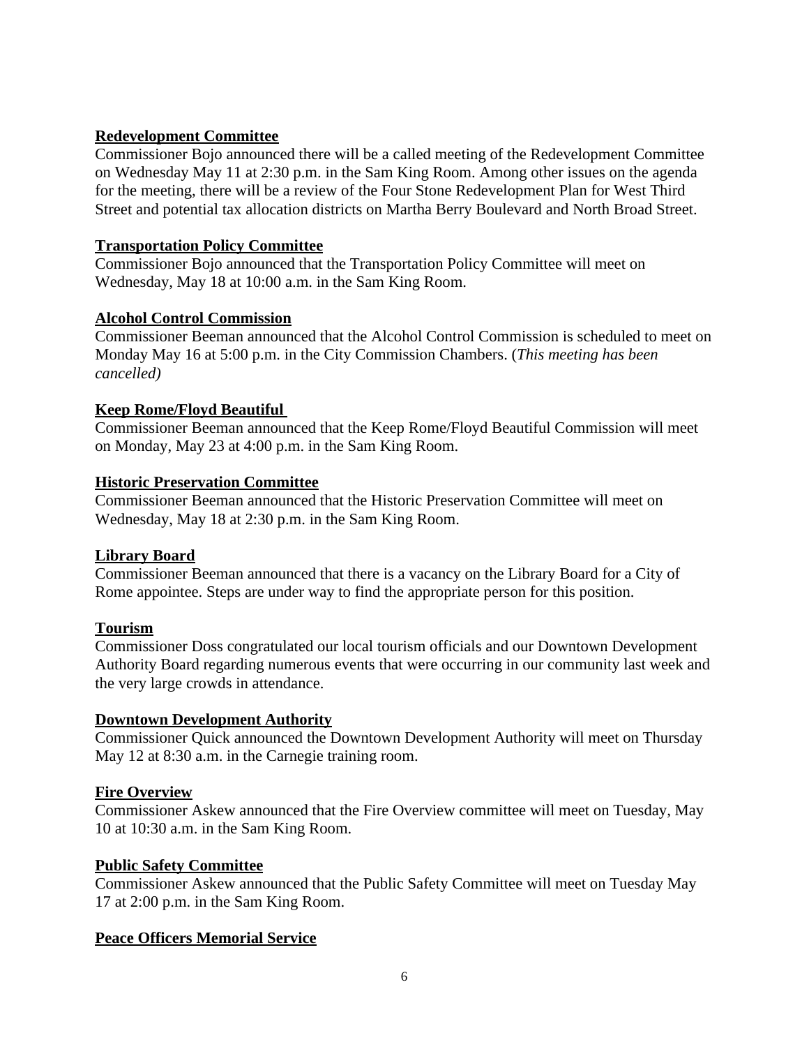**Redevelopment Committee**

Commissioner Bojo announced there will be a called meeting of the Redevelopment Committee on Wednesday May 11 at 2:30 p.m. in the Sam King Room. Among other issues on the agenda for the meeting, there will be a review of the Four Stone Redevelopment Plan for West Third Street and potential tax allocation districts on Martha Berry Boulevard and North Broad Street.

**Transportation Policy Committee**

Commissioner Bojo announced that the Transportation Policy Committee will meet on Wednesday, May 18 at 10:00 a.m. in the Sam King Room.

**Alcohol Control Commission**

Commissioner Beeman announced that the Alcohol Control Commission is scheduled to meet on Monday May 16 at 5:00 p.m. in the City Commission Chambers. (*This meeting has been cancelled)*

**Keep Rome/Floyd Beautiful**

Commissioner Beeman announced that the Keep Rome/Floyd Beautiful Commission will meet on Monday, May 23 at 4:00 p.m. in the Sam King Room.

**Historic Preservation Committee**

Commissioner Beeman announced that the Historic Preservation Committee will meet on Wednesday, May 18 at 2:30 p.m. in the Sam King Room.

**Library Board**

Commissioner Beeman announced that there is a vacancy on the Library Board for a City of Rome appointee. Steps are under way to find the appropriate person for this position.

**Tourism**

Commissioner Doss congratulated our local tourism officials and our Downtown Development Authority Board regarding numerous events that were occurring in our community last week and the very large crowds in attendance.

**Downtown Development Authority**

Commissioner Quick announced the Downtown Development Authority will meet on Thursday May 12 at 8:30 a.m. in the Carnegie training room.

**Fire Overview**

Commissioner Askew announced that the Fire Overview committee will meet on Tuesday, May 10 at 10:30 a.m. in the Sam King Room.

**Public Safety Committee**

Commissioner Askew announced that the Public Safety Committee will meet on Tuesday May 17 at 2:00 p.m. in the Sam King Room.

**Peace Officers Memorial Service**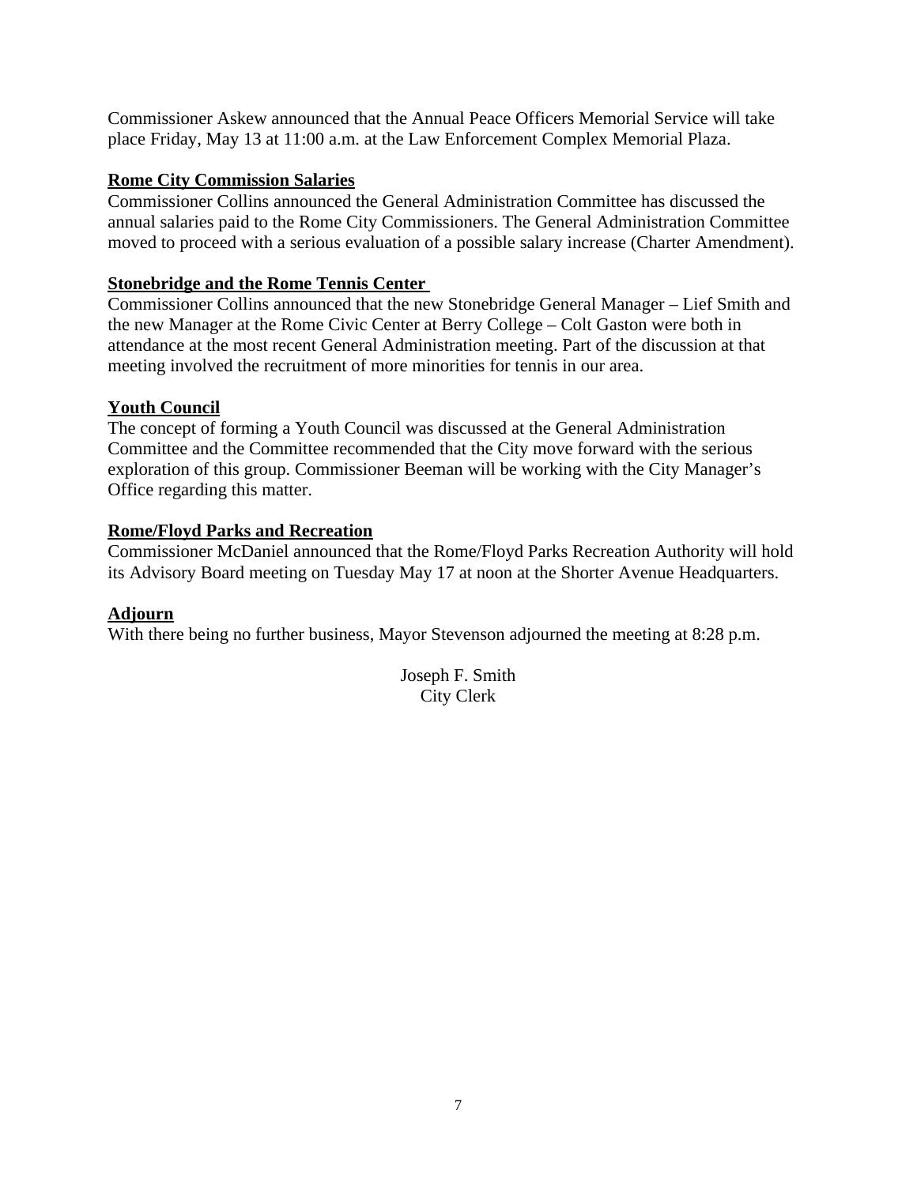Commissioner Askew announced that the Annual Peace Officers Memorial Service will take place Friday, May 13 at 11:00 a.m. at the Law Enforcement Complex Memorial Plaza.

**Rome City Commission Salaries**

Commissioner Collins announced the General Administration Committee has discussed the annual salaries paid to the Rome City Commissioners. The General Administration Committee moved to proceed with a serious evaluation of a possible salary increase (Charter Amendment).

**Stonebridge and the Rome Tennis Center**

Commissioner Collins announced that the new Stonebridge General Manager – Lief Smith and the new Manager at the Rome Civic Center at Berry College – Colt Gaston were both in attendance at the most recent General Administration meeting. Part of the discussion at that meeting involved the recruitment of more minorities for tennis in our area.

**Youth Council**

The concept of forming a Youth Council was discussed at the General Administration Committee and the Committee recommended that the City move forward with the serious exploration of this group. Commissioner Beeman will be working with the City Manager's Office regarding this matter.

**Rome/Floyd Parks and Recreation**

Commissioner McDaniel announced that the Rome/Floyd Parks Recreation Authority will hold its Advisory Board meeting on Tuesday May 17 at noon at the Shorter Avenue Headquarters.

**Adjourn**

With there being no further business, Mayor Stevenson adjourned the meeting at 8:28 p.m.

Joseph F. Smith
City Clerk